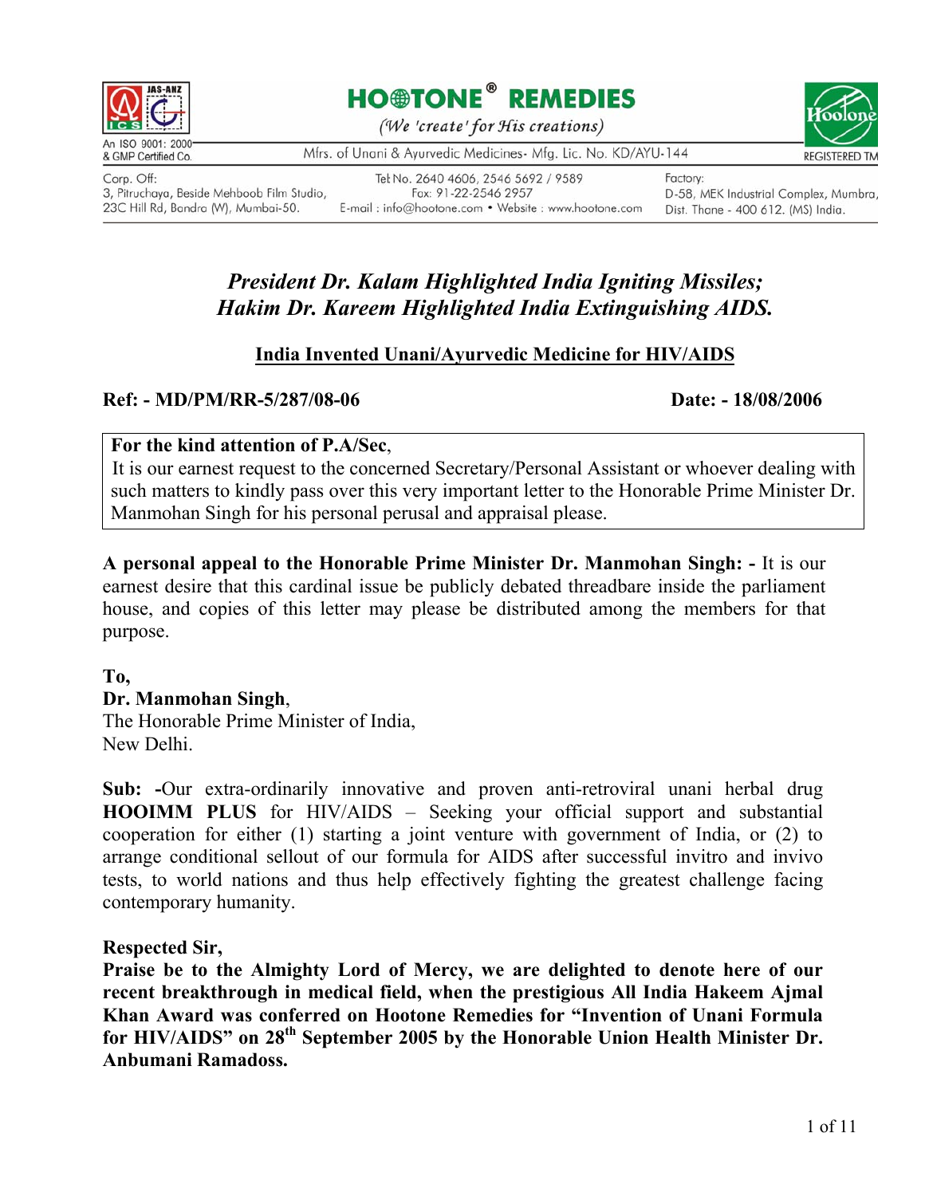HOOTONE® REMEDIES

(We 'create' for His creations)

An ISO 9001: 2000 & GMP Certified Co. Mfrs. of Unani & Ayurvedic Medicines- Mfg. Lic. No. KD/AYU-144 REGISTERED TM

Corp. Off: 3, Pitruchaya, Beside Mehboob Film Studio, 23C Hill Rd, Bandra (W), Mumbai-50.

Tel No. 2640 4606, 2546 5692 / 9589 Fax: 91-22-2546 2957 E-mail : info@hootone.com • Website : www.hootone.com

Factory: D-58, MEK Industrial Complex, Mumbra, Dist. Thane - 400 612. (MS) India.

# *President Dr. Kalam Highlighted India Igniting Missiles; Hakim Dr. Kareem Highlighted India Extinguishing AIDS.*

## India Invented Unani/Ayurvedic Medicine for HIV/AIDS

**Ref: - MD/PM/RR-5/287/08-06** **Date: - 18/08/2006**

**For the kind attention of P.A/Sec**,
It is our earnest request to the concerned Secretary/Personal Assistant or whoever dealing with such matters to kindly pass over this very important letter to the Honorable Prime Minister Dr. Manmohan Singh for his personal perusal and appraisal please.

**A personal appeal to the Honorable Prime Minister Dr. Manmohan Singh: -** It is our earnest desire that this cardinal issue be publicly debated threadbare inside the parliament house, and copies of this letter may please be distributed among the members for that purpose.

**To,**
**Dr. Manmohan Singh**,
The Honorable Prime Minister of India,
New Delhi.

**Sub: -**Our extra-ordinarily innovative and proven anti-retroviral unani herbal drug **HOOIMM PLUS** for HIV/AIDS – Seeking your official support and substantial cooperation for either (1) starting a joint venture with government of India, or (2) to arrange conditional sellout of our formula for AIDS after successful invitro and invivo tests, to world nations and thus help effectively fighting the greatest challenge facing contemporary humanity.

**Respected Sir,**
**Praise be to the Almighty Lord of Mercy, we are delighted to denote here of our recent breakthrough in medical field, when the prestigious All India Hakeem Ajmal Khan Award was conferred on Hootone Remedies for "Invention of Unani Formula for HIV/AIDS" on 28th September 2005 by the Honorable Union Health Minister Dr. Anbumani Ramadoss.**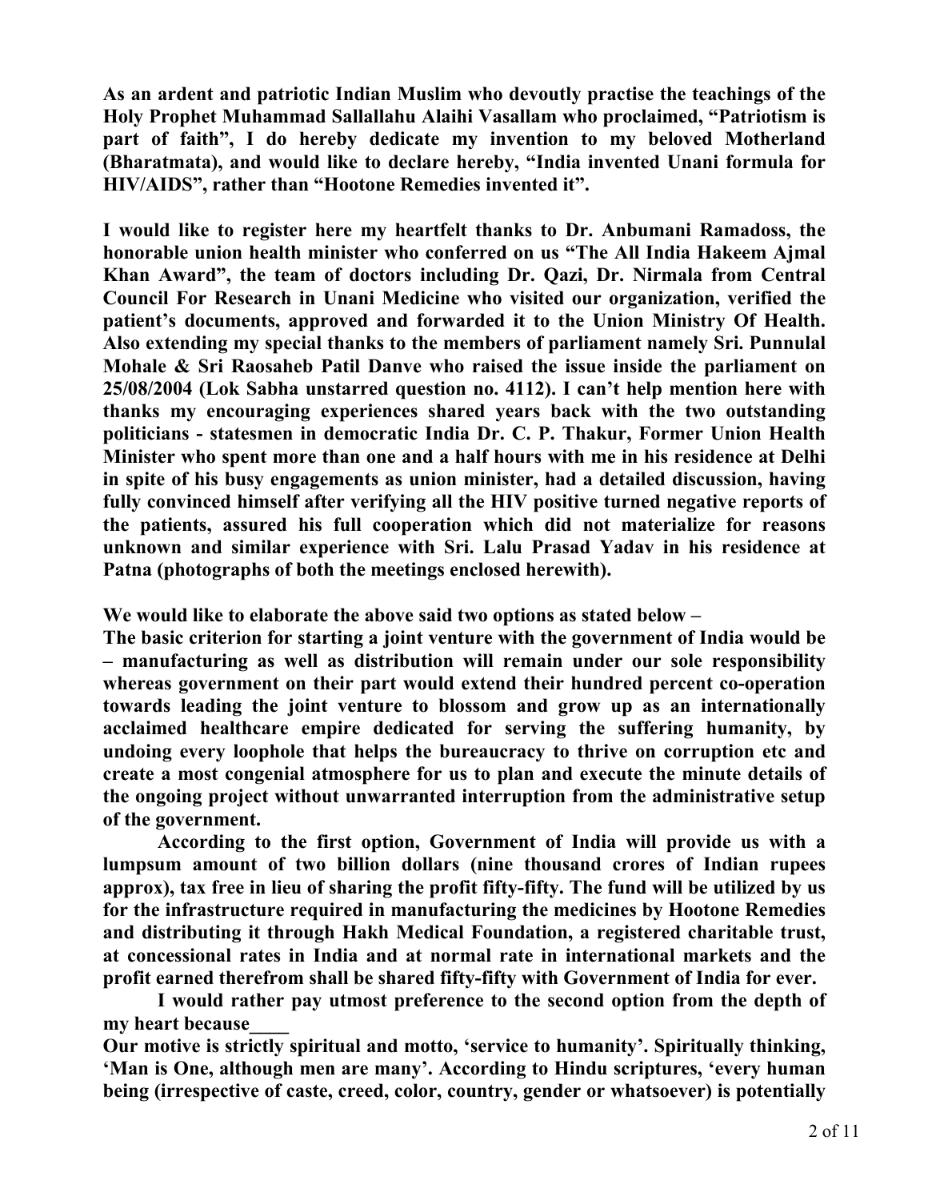**As an ardent and patriotic Indian Muslim who devoutly practise the teachings of the Holy Prophet Muhammad Sallallahu Alaihi Vasallam who proclaimed, "Patriotism is part of faith", I do hereby dedicate my invention to my beloved Motherland (Bharatmata), and would like to declare hereby, "India invented Unani formula for HIV/AIDS", rather than "Hootone Remedies invented it".**

**I would like to register here my heartfelt thanks to Dr. Anbumani Ramadoss, the honorable union health minister who conferred on us "The All India Hakeem Ajmal Khan Award", the team of doctors including Dr. Qazi, Dr. Nirmala from Central Council For Research in Unani Medicine who visited our organization, verified the patient's documents, approved and forwarded it to the Union Ministry Of Health. Also extending my special thanks to the members of parliament namely Sri. Punnulal Mohale & Sri Raosaheb Patil Danve who raised the issue inside the parliament on 25/08/2004 (Lok Sabha unstarred question no. 4112). I can't help mention here with thanks my encouraging experiences shared years back with the two outstanding politicians - statesmen in democratic India Dr. C. P. Thakur, Former Union Health Minister who spent more than one and a half hours with me in his residence at Delhi in spite of his busy engagements as union minister, had a detailed discussion, having fully convinced himself after verifying all the HIV positive turned negative reports of the patients, assured his full cooperation which did not materialize for reasons unknown and similar experience with Sri. Lalu Prasad Yadav in his residence at Patna (photographs of both the meetings enclosed herewith).**

**We would like to elaborate the above said two options as stated below –**

**The basic criterion for starting a joint venture with the government of India would be – manufacturing as well as distribution will remain under our sole responsibility whereas government on their part would extend their hundred percent co-operation towards leading the joint venture to blossom and grow up as an internationally acclaimed healthcare empire dedicated for serving the suffering humanity, by undoing every loophole that helps the bureaucracy to thrive on corruption etc and create a most congenial atmosphere for us to plan and execute the minute details of the ongoing project without unwarranted interruption from the administrative setup of the government.**

**According to the first option, Government of India will provide us with a lumpsum amount of two billion dollars (nine thousand crores of Indian rupees approx), tax free in lieu of sharing the profit fifty-fifty. The fund will be utilized by us for the infrastructure required in manufacturing the medicines by Hootone Remedies and distributing it through Hakh Medical Foundation, a registered charitable trust, at concessional rates in India and at normal rate in international markets and the profit earned therefrom shall be shared fifty-fifty with Government of India for ever.**

**I would rather pay utmost preference to the second option from the depth of my heart because____**

**Our motive is strictly spiritual and motto, 'service to humanity'. Spiritually thinking, 'Man is One, although men are many'. According to Hindu scriptures, 'every human being (irrespective of caste, creed, color, country, gender or whatsoever) is potentially**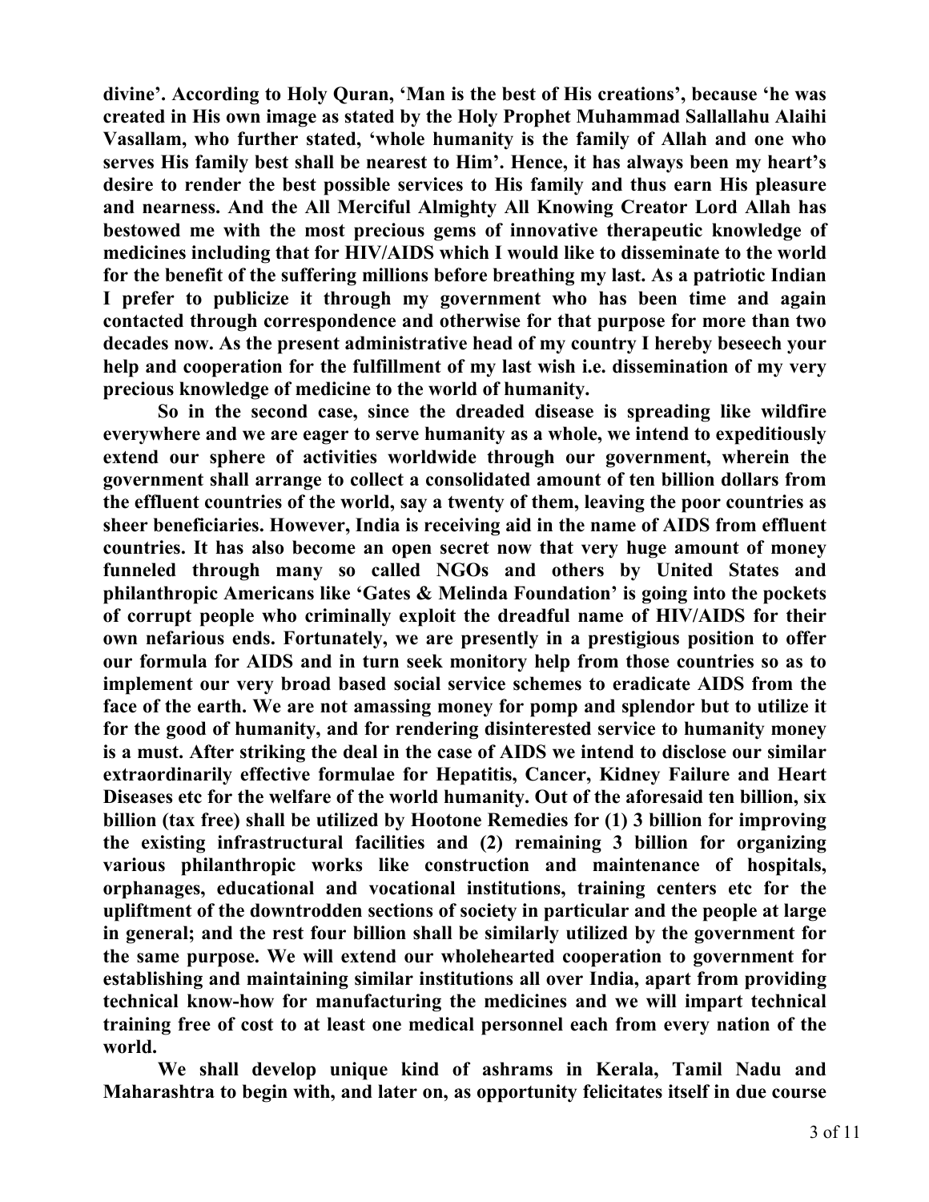**divine'. According to Holy Quran, 'Man is the best of His creations', because 'he was created in His own image as stated by the Holy Prophet Muhammad Sallallahu Alaihi Vasallam, who further stated, 'whole humanity is the family of Allah and one who serves His family best shall be nearest to Him'. Hence, it has always been my heart's desire to render the best possible services to His family and thus earn His pleasure and nearness. And the All Merciful Almighty All Knowing Creator Lord Allah has bestowed me with the most precious gems of innovative therapeutic knowledge of medicines including that for HIV/AIDS which I would like to disseminate to the world for the benefit of the suffering millions before breathing my last. As a patriotic Indian I prefer to publicize it through my government who has been time and again contacted through correspondence and otherwise for that purpose for more than two decades now. As the present administrative head of my country I hereby beseech your help and cooperation for the fulfillment of my last wish i.e. dissemination of my very precious knowledge of medicine to the world of humanity.**

**So in the second case, since the dreaded disease is spreading like wildfire everywhere and we are eager to serve humanity as a whole, we intend to expeditiously extend our sphere of activities worldwide through our government, wherein the government shall arrange to collect a consolidated amount of ten billion dollars from the effluent countries of the world, say a twenty of them, leaving the poor countries as sheer beneficiaries. However, India is receiving aid in the name of AIDS from effluent countries. It has also become an open secret now that very huge amount of money funneled through many so called NGOs and others by United States and philanthropic Americans like 'Gates & Melinda Foundation' is going into the pockets of corrupt people who criminally exploit the dreadful name of HIV/AIDS for their own nefarious ends. Fortunately, we are presently in a prestigious position to offer our formula for AIDS and in turn seek monitory help from those countries so as to implement our very broad based social service schemes to eradicate AIDS from the face of the earth. We are not amassing money for pomp and splendor but to utilize it for the good of humanity, and for rendering disinterested service to humanity money is a must. After striking the deal in the case of AIDS we intend to disclose our similar extraordinarily effective formulae for Hepatitis, Cancer, Kidney Failure and Heart Diseases etc for the welfare of the world humanity. Out of the aforesaid ten billion, six billion (tax free) shall be utilized by Hootone Remedies for (1) 3 billion for improving the existing infrastructural facilities and (2) remaining 3 billion for organizing various philanthropic works like construction and maintenance of hospitals, orphanages, educational and vocational institutions, training centers etc for the upliftment of the downtrodden sections of society in particular and the people at large in general; and the rest four billion shall be similarly utilized by the government for the same purpose. We will extend our wholehearted cooperation to government for establishing and maintaining similar institutions all over India, apart from providing technical know-how for manufacturing the medicines and we will impart technical training free of cost to at least one medical personnel each from every nation of the world.**

**We shall develop unique kind of ashrams in Kerala, Tamil Nadu and Maharashtra to begin with, and later on, as opportunity felicitates itself in due course**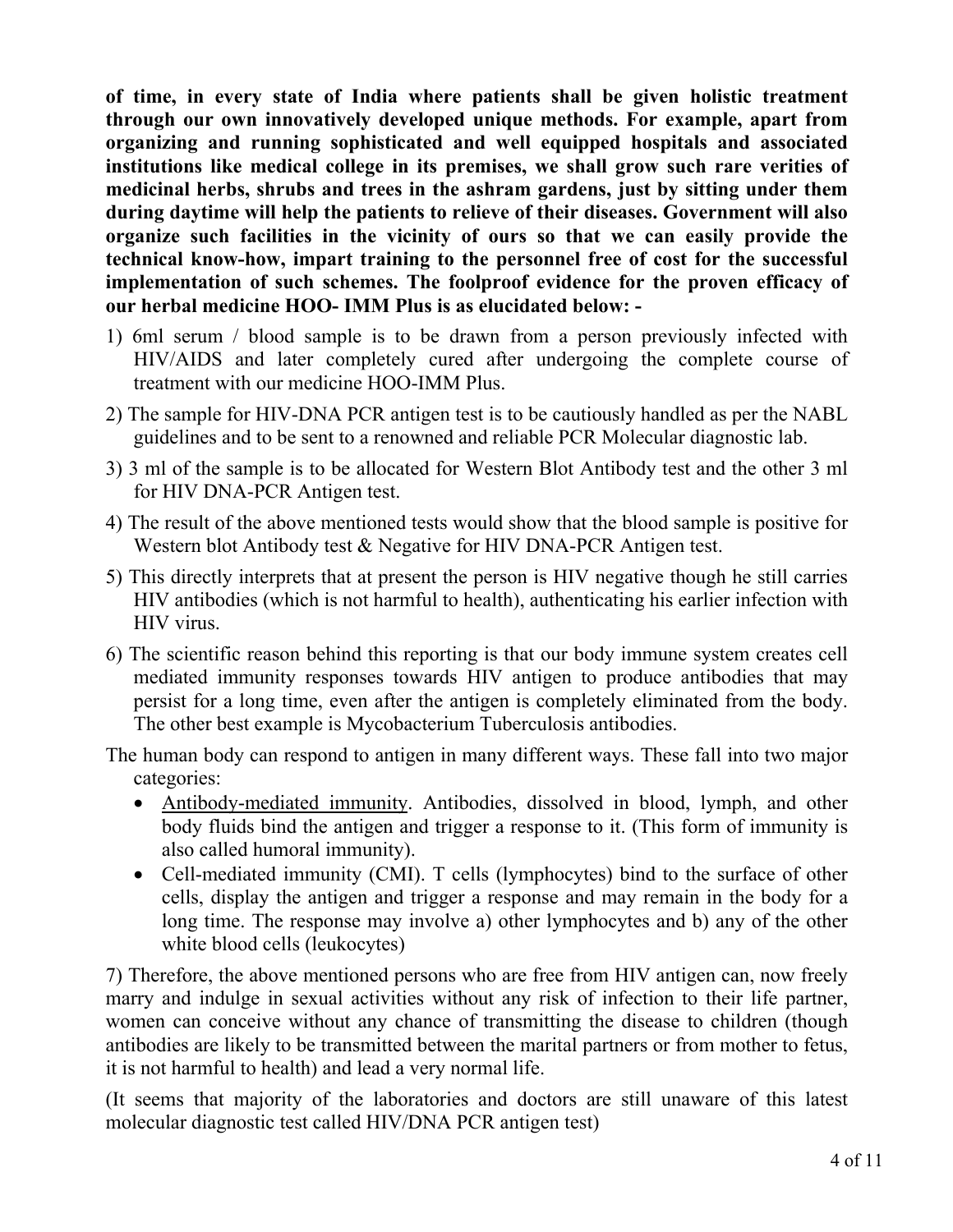**of time, in every state of India where patients shall be given holistic treatment through our own innovatively developed unique methods. For example, apart from organizing and running sophisticated and well equipped hospitals and associated institutions like medical college in its premises, we shall grow such rare verities of medicinal herbs, shrubs and trees in the ashram gardens, just by sitting under them during daytime will help the patients to relieve of their diseases. Government will also organize such facilities in the vicinity of ours so that we can easily provide the technical know-how, impart training to the personnel free of cost for the successful implementation of such schemes. The foolproof evidence for the proven efficacy of our herbal medicine HOO- IMM Plus is as elucidated below: -**

1) 6ml serum / blood sample is to be drawn from a person previously infected with HIV/AIDS and later completely cured after undergoing the complete course of treatment with our medicine HOO-IMM Plus.
2) The sample for HIV-DNA PCR antigen test is to be cautiously handled as per the NABL guidelines and to be sent to a renowned and reliable PCR Molecular diagnostic lab.
3) 3 ml of the sample is to be allocated for Western Blot Antibody test and the other 3 ml for HIV DNA-PCR Antigen test.
4) The result of the above mentioned tests would show that the blood sample is positive for Western blot Antibody test & Negative for HIV DNA-PCR Antigen test.
5) This directly interprets that at present the person is HIV negative though he still carries HIV antibodies (which is not harmful to health), authenticating his earlier infection with HIV virus.
6) The scientific reason behind this reporting is that our body immune system creates cell mediated immunity responses towards HIV antigen to produce antibodies that may persist for a long time, even after the antigen is completely eliminated from the body. The other best example is Mycobacterium Tuberculosis antibodies.

The human body can respond to antigen in many different ways. These fall into two major categories:

- Antibody-mediated immunity. Antibodies, dissolved in blood, lymph, and other body fluids bind the antigen and trigger a response to it. (This form of immunity is also called humoral immunity).
- Cell-mediated immunity (CMI). T cells (lymphocytes) bind to the surface of other cells, display the antigen and trigger a response and may remain in the body for a long time. The response may involve a) other lymphocytes and b) any of the other white blood cells (leukocytes)

7) Therefore, the above mentioned persons who are free from HIV antigen can, now freely marry and indulge in sexual activities without any risk of infection to their life partner, women can conceive without any chance of transmitting the disease to children (though antibodies are likely to be transmitted between the marital partners or from mother to fetus, it is not harmful to health) and lead a very normal life.

(It seems that majority of the laboratories and doctors are still unaware of this latest molecular diagnostic test called HIV/DNA PCR antigen test)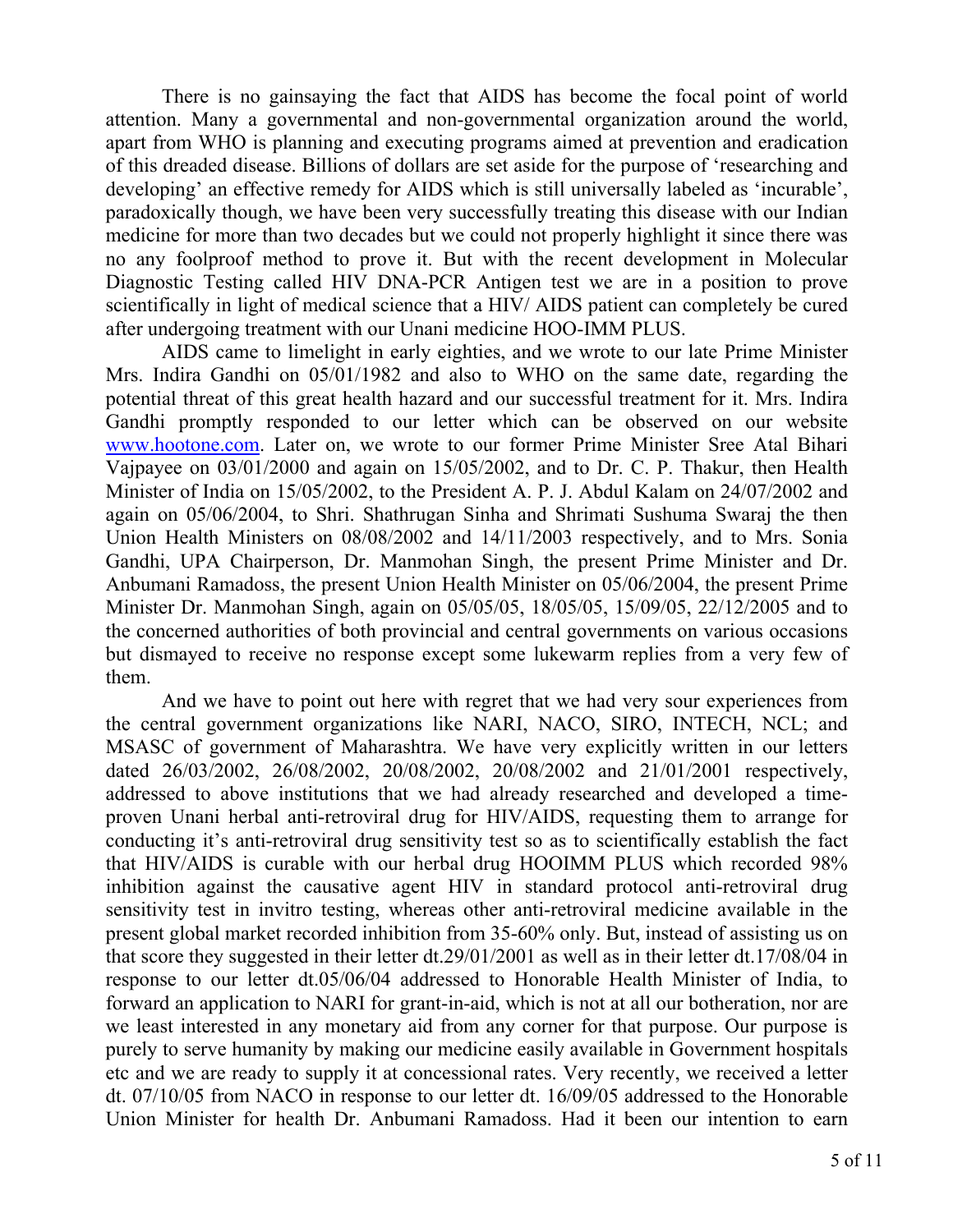There is no gainsaying the fact that AIDS has become the focal point of world attention. Many a governmental and non-governmental organization around the world, apart from WHO is planning and executing programs aimed at prevention and eradication of this dreaded disease. Billions of dollars are set aside for the purpose of 'researching and developing' an effective remedy for AIDS which is still universally labeled as 'incurable', paradoxically though, we have been very successfully treating this disease with our Indian medicine for more than two decades but we could not properly highlight it since there was no any foolproof method to prove it. But with the recent development in Molecular Diagnostic Testing called HIV DNA-PCR Antigen test we are in a position to prove scientifically in light of medical science that a HIV/ AIDS patient can completely be cured after undergoing treatment with our Unani medicine HOO-IMM PLUS.

AIDS came to limelight in early eighties, and we wrote to our late Prime Minister Mrs. Indira Gandhi on 05/01/1982 and also to WHO on the same date, regarding the potential threat of this great health hazard and our successful treatment for it. Mrs. Indira Gandhi promptly responded to our letter which can be observed on our website [www.hootone.com](http://www.hootone.com). Later on, we wrote to our former Prime Minister Sree Atal Bihari Vajpayee on 03/01/2000 and again on 15/05/2002, and to Dr. C. P. Thakur, then Health Minister of India on 15/05/2002, to the President A. P. J. Abdul Kalam on 24/07/2002 and again on 05/06/2004, to Shri. Shathrugan Sinha and Shrimati Sushuma Swaraj the then Union Health Ministers on 08/08/2002 and 14/11/2003 respectively, and to Mrs. Sonia Gandhi, UPA Chairperson, Dr. Manmohan Singh, the present Prime Minister and Dr. Anbumani Ramadoss, the present Union Health Minister on 05/06/2004, the present Prime Minister Dr. Manmohan Singh, again on 05/05/05, 18/05/05, 15/09/05, 22/12/2005 and to the concerned authorities of both provincial and central governments on various occasions but dismayed to receive no response except some lukewarm replies from a very few of them.

And we have to point out here with regret that we had very sour experiences from the central government organizations like NARI, NACO, SIRO, INTECH, NCL; and MSASC of government of Maharashtra. We have very explicitly written in our letters dated 26/03/2002, 26/08/2002, 20/08/2002, 20/08/2002 and 21/01/2001 respectively, addressed to above institutions that we had already researched and developed a time-proven Unani herbal anti-retroviral drug for HIV/AIDS, requesting them to arrange for conducting it's anti-retroviral drug sensitivity test so as to scientifically establish the fact that HIV/AIDS is curable with our herbal drug HOOIMM PLUS which recorded 98% inhibition against the causative agent HIV in standard protocol anti-retroviral drug sensitivity test in invitro testing, whereas other anti-retroviral medicine available in the present global market recorded inhibition from 35-60% only. But, instead of assisting us on that score they suggested in their letter dt.29/01/2001 as well as in their letter dt.17/08/04 in response to our letter dt.05/06/04 addressed to Honorable Health Minister of India, to forward an application to NARI for grant-in-aid, which is not at all our botheration, nor are we least interested in any monetary aid from any corner for that purpose. Our purpose is purely to serve humanity by making our medicine easily available in Government hospitals etc and we are ready to supply it at concessional rates. Very recently, we received a letter dt. 07/10/05 from NACO in response to our letter dt. 16/09/05 addressed to the Honorable Union Minister for health Dr. Anbumani Ramadoss. Had it been our intention to earn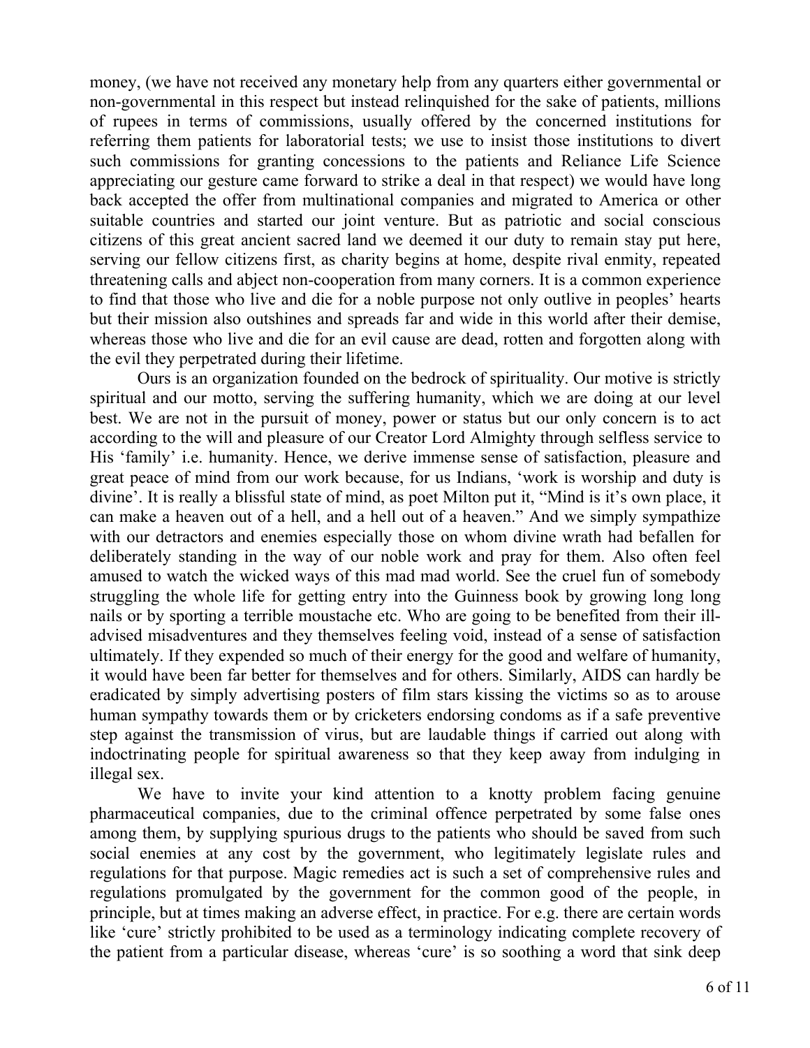money, (we have not received any monetary help from any quarters either governmental or non-governmental in this respect but instead relinquished for the sake of patients, millions of rupees in terms of commissions, usually offered by the concerned institutions for referring them patients for laboratorial tests; we use to insist those institutions to divert such commissions for granting concessions to the patients and Reliance Life Science appreciating our gesture came forward to strike a deal in that respect) we would have long back accepted the offer from multinational companies and migrated to America or other suitable countries and started our joint venture. But as patriotic and social conscious citizens of this great ancient sacred land we deemed it our duty to remain stay put here, serving our fellow citizens first, as charity begins at home, despite rival enmity, repeated threatening calls and abject non-cooperation from many corners. It is a common experience to find that those who live and die for a noble purpose not only outlive in peoples' hearts but their mission also outshines and spreads far and wide in this world after their demise, whereas those who live and die for an evil cause are dead, rotten and forgotten along with the evil they perpetrated during their lifetime.

Ours is an organization founded on the bedrock of spirituality. Our motive is strictly spiritual and our motto, serving the suffering humanity, which we are doing at our level best. We are not in the pursuit of money, power or status but our only concern is to act according to the will and pleasure of our Creator Lord Almighty through selfless service to His 'family' i.e. humanity. Hence, we derive immense sense of satisfaction, pleasure and great peace of mind from our work because, for us Indians, 'work is worship and duty is divine'. It is really a blissful state of mind, as poet Milton put it, "Mind is it's own place, it can make a heaven out of a hell, and a hell out of a heaven." And we simply sympathize with our detractors and enemies especially those on whom divine wrath had befallen for deliberately standing in the way of our noble work and pray for them. Also often feel amused to watch the wicked ways of this mad mad world. See the cruel fun of somebody struggling the whole life for getting entry into the Guinness book by growing long long nails or by sporting a terrible moustache etc. Who are going to be benefited from their ill-advised misadventures and they themselves feeling void, instead of a sense of satisfaction ultimately. If they expended so much of their energy for the good and welfare of humanity, it would have been far better for themselves and for others. Similarly, AIDS can hardly be eradicated by simply advertising posters of film stars kissing the victims so as to arouse human sympathy towards them or by cricketers endorsing condoms as if a safe preventive step against the transmission of virus, but are laudable things if carried out along with indoctrinating people for spiritual awareness so that they keep away from indulging in illegal sex.

We have to invite your kind attention to a knotty problem facing genuine pharmaceutical companies, due to the criminal offence perpetrated by some false ones among them, by supplying spurious drugs to the patients who should be saved from such social enemies at any cost by the government, who legitimately legislate rules and regulations for that purpose. Magic remedies act is such a set of comprehensive rules and regulations promulgated by the government for the common good of the people, in principle, but at times making an adverse effect, in practice. For e.g. there are certain words like 'cure' strictly prohibited to be used as a terminology indicating complete recovery of the patient from a particular disease, whereas 'cure' is so soothing a word that sink deep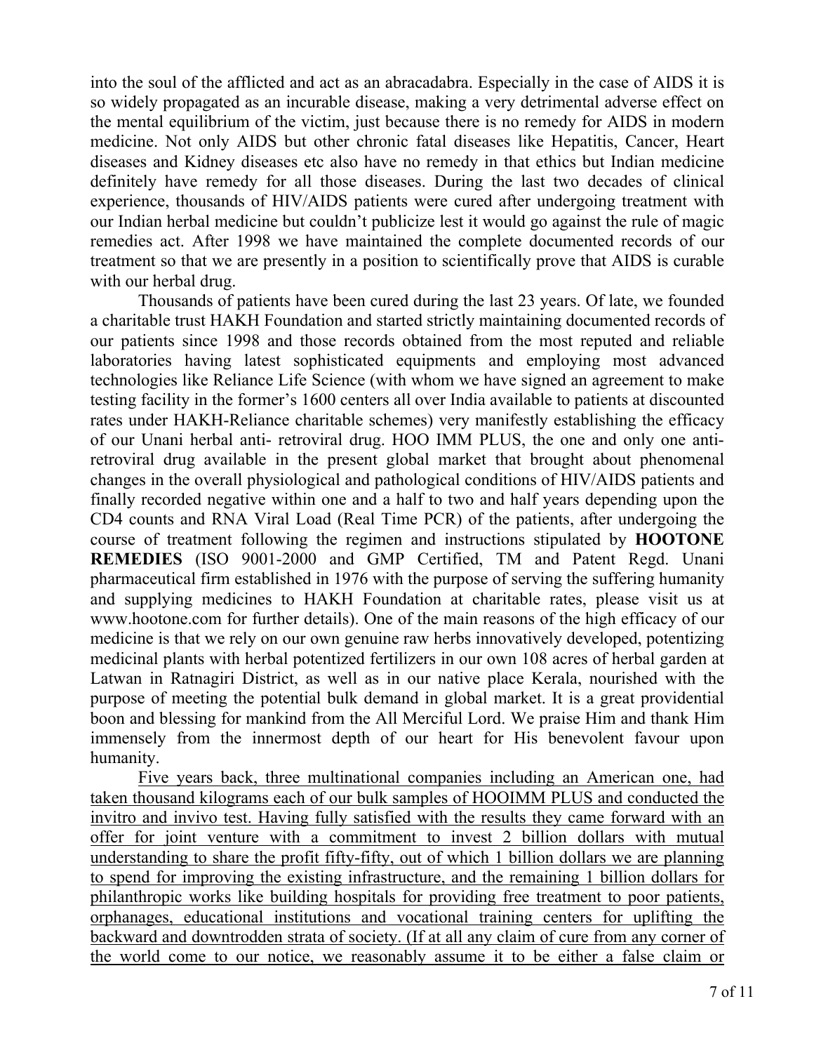into the soul of the afflicted and act as an abracadabra. Especially in the case of AIDS it is so widely propagated as an incurable disease, making a very detrimental adverse effect on the mental equilibrium of the victim, just because there is no remedy for AIDS in modern medicine. Not only AIDS but other chronic fatal diseases like Hepatitis, Cancer, Heart diseases and Kidney diseases etc also have no remedy in that ethics but Indian medicine definitely have remedy for all those diseases. During the last two decades of clinical experience, thousands of HIV/AIDS patients were cured after undergoing treatment with our Indian herbal medicine but couldn't publicize lest it would go against the rule of magic remedies act. After 1998 we have maintained the complete documented records of our treatment so that we are presently in a position to scientifically prove that AIDS is curable with our herbal drug.

Thousands of patients have been cured during the last 23 years. Of late, we founded a charitable trust HAKH Foundation and started strictly maintaining documented records of our patients since 1998 and those records obtained from the most reputed and reliable laboratories having latest sophisticated equipments and employing most advanced technologies like Reliance Life Science (with whom we have signed an agreement to make testing facility in the former's 1600 centers all over India available to patients at discounted rates under HAKH-Reliance charitable schemes) very manifestly establishing the efficacy of our Unani herbal anti- retroviral drug. HOO IMM PLUS, the one and only one anti-retroviral drug available in the present global market that brought about phenomenal changes in the overall physiological and pathological conditions of HIV/AIDS patients and finally recorded negative within one and a half to two and half years depending upon the CD4 counts and RNA Viral Load (Real Time PCR) of the patients, after undergoing the course of treatment following the regimen and instructions stipulated by **HOOTONE REMEDIES** (ISO 9001-2000 and GMP Certified, TM and Patent Regd. Unani pharmaceutical firm established in 1976 with the purpose of serving the suffering humanity and supplying medicines to HAKH Foundation at charitable rates, please visit us at www.hootone.com for further details). One of the main reasons of the high efficacy of our medicine is that we rely on our own genuine raw herbs innovatively developed, potentizing medicinal plants with herbal potentized fertilizers in our own 108 acres of herbal garden at Latwan in Ratnagiri District, as well as in our native place Kerala, nourished with the purpose of meeting the potential bulk demand in global market. It is a great providential boon and blessing for mankind from the All Merciful Lord. We praise Him and thank Him immensely from the innermost depth of our heart for His benevolent favour upon humanity.

<u>Five years back, three multinational companies including an American one, had taken thousand kilograms each of our bulk samples of HOOIMM PLUS and conducted the invitro and invivo test. Having fully satisfied with the results they came forward with an offer for joint venture with a commitment to invest 2 billion dollars with mutual understanding to share the profit fifty-fifty, out of which 1 billion dollars we are planning to spend for improving the existing infrastructure, and the remaining 1 billion dollars for philanthropic works like building hospitals for providing free treatment to poor patients, orphanages, educational institutions and vocational training centers for uplifting the backward and downtrodden strata of society. (If at all any claim of cure from any corner of the world come to our notice, we reasonably assume it to be either a false claim or</u>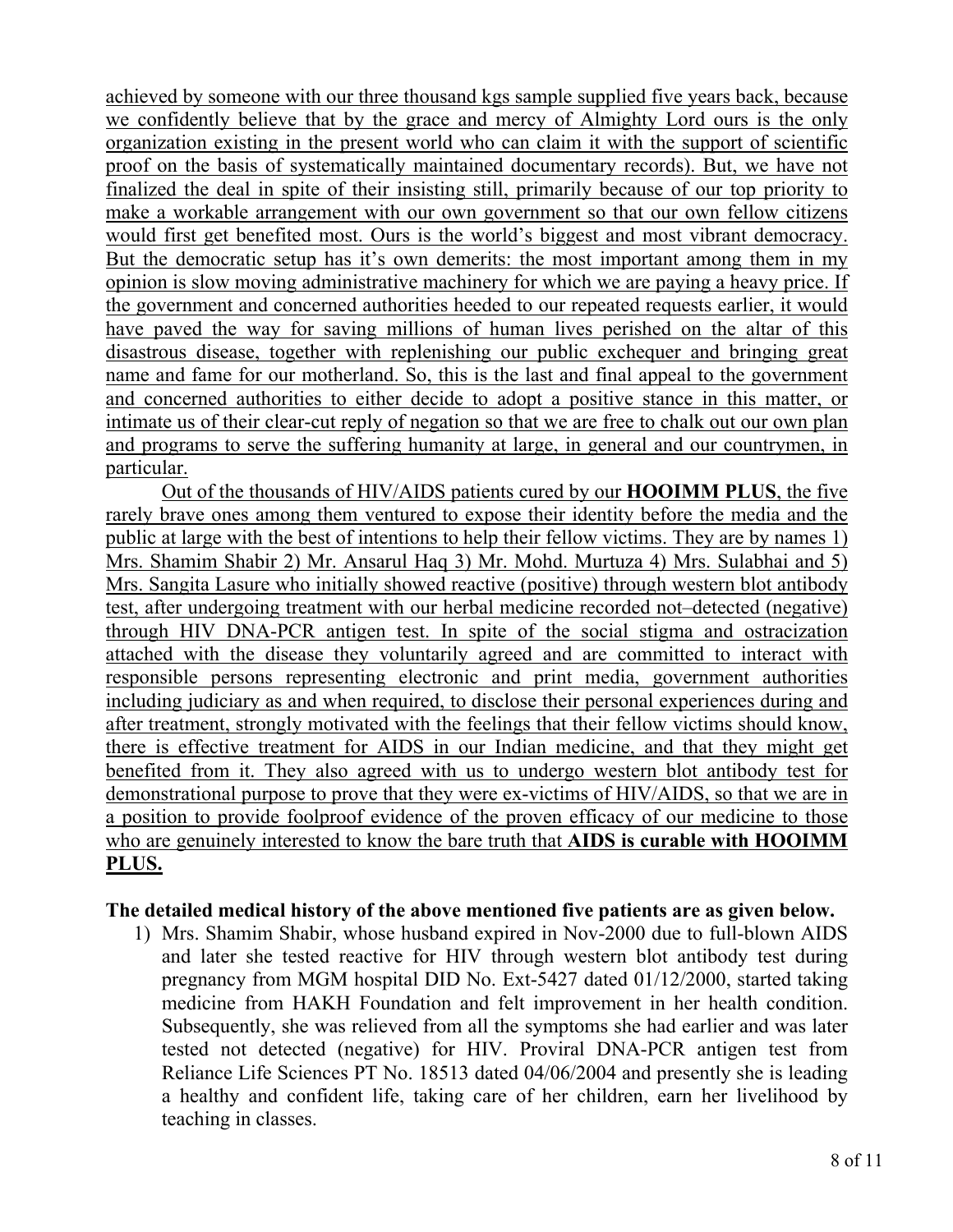achieved by someone with our three thousand kgs sample supplied five years back, because we confidently believe that by the grace and mercy of Almighty Lord ours is the only organization existing in the present world who can claim it with the support of scientific proof on the basis of systematically maintained documentary records). But, we have not finalized the deal in spite of their insisting still, primarily because of our top priority to make a workable arrangement with our own government so that our own fellow citizens would first get benefited most. Ours is the world's biggest and most vibrant democracy. But the democratic setup has it's own demerits: the most important among them in my opinion is slow moving administrative machinery for which we are paying a heavy price. If the government and concerned authorities heeded to our repeated requests earlier, it would have paved the way for saving millions of human lives perished on the altar of this disastrous disease, together with replenishing our public exchequer and bringing great name and fame for our motherland. So, this is the last and final appeal to the government and concerned authorities to either decide to adopt a positive stance in this matter, or intimate us of their clear-cut reply of negation so that we are free to chalk out our own plan and programs to serve the suffering humanity at large, in general and our countrymen, in particular.

Out of the thousands of HIV/AIDS patients cured by our **HOOIMM PLUS**, the five rarely brave ones among them ventured to expose their identity before the media and the public at large with the best of intentions to help their fellow victims. They are by names 1) Mrs. Shamim Shabir 2) Mr. Ansarul Haq 3) Mr. Mohd. Murtuza 4) Mrs. Sulabhai and 5) Mrs. Sangita Lasure who initially showed reactive (positive) through western blot antibody test, after undergoing treatment with our herbal medicine recorded not–detected (negative) through HIV DNA-PCR antigen test. In spite of the social stigma and ostracization attached with the disease they voluntarily agreed and are committed to interact with responsible persons representing electronic and print media, government authorities including judiciary as and when required, to disclose their personal experiences during and after treatment, strongly motivated with the feelings that their fellow victims should know, there is effective treatment for AIDS in our Indian medicine, and that they might get benefited from it. They also agreed with us to undergo western blot antibody test for demonstrational purpose to prove that they were ex-victims of HIV/AIDS, so that we are in a position to provide foolproof evidence of the proven efficacy of our medicine to those who are genuinely interested to know the bare truth that **AIDS is curable with HOOIMM PLUS.**

**The detailed medical history of the above mentioned five patients are as given below.**

1) Mrs. Shamim Shabir, whose husband expired in Nov-2000 due to full-blown AIDS and later she tested reactive for HIV through western blot antibody test during pregnancy from MGM hospital DID No. Ext-5427 dated 01/12/2000, started taking medicine from HAKH Foundation and felt improvement in her health condition. Subsequently, she was relieved from all the symptoms she had earlier and was later tested not detected (negative) for HIV. Proviral DNA-PCR antigen test from Reliance Life Sciences PT No. 18513 dated 04/06/2004 and presently she is leading a healthy and confident life, taking care of her children, earn her livelihood by teaching in classes.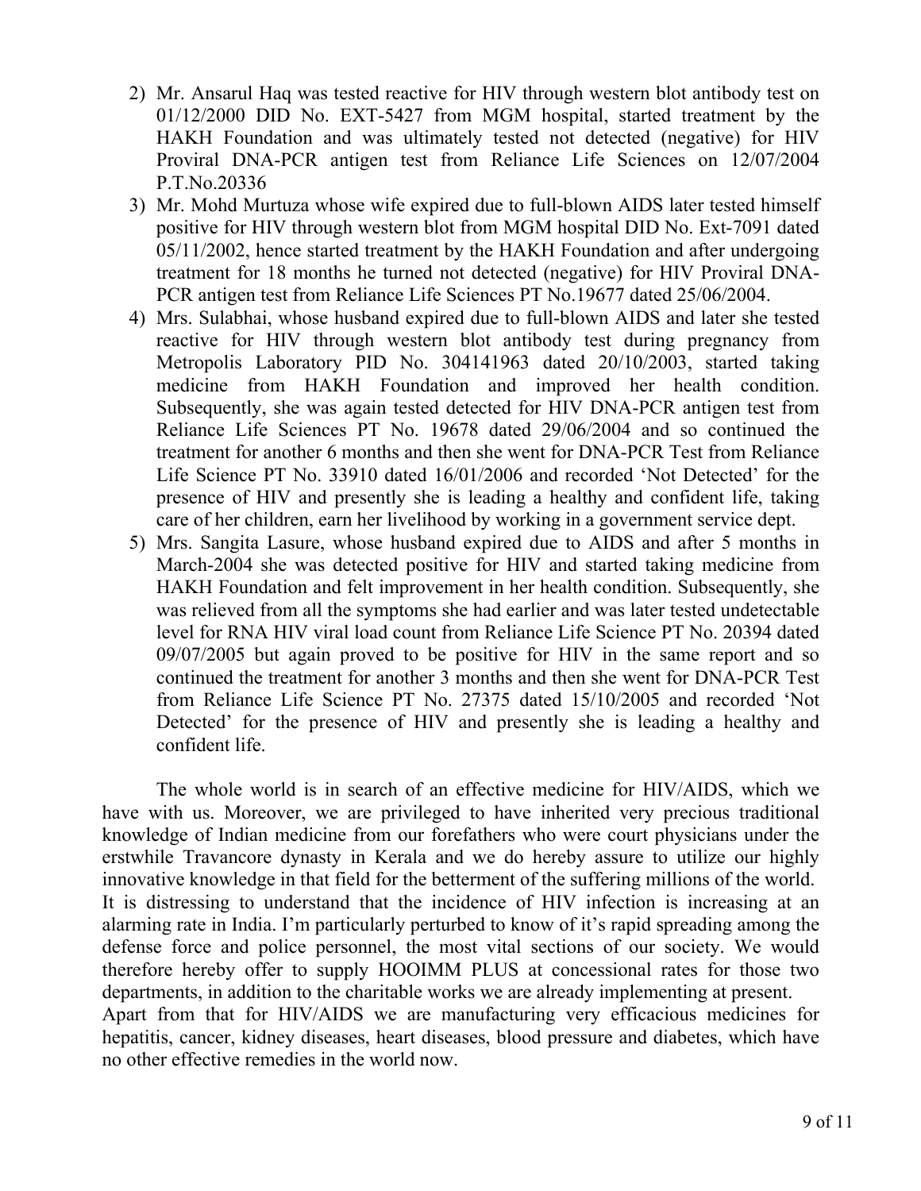2) Mr. Ansarul Haq was tested reactive for HIV through western blot antibody test on 01/12/2000 DID No. EXT-5427 from MGM hospital, started treatment by the HAKH Foundation and was ultimately tested not detected (negative) for HIV Proviral DNA-PCR antigen test from Reliance Life Sciences on 12/07/2004 P.T.No.20336
3) Mr. Mohd Murtuza whose wife expired due to full-blown AIDS later tested himself positive for HIV through western blot from MGM hospital DID No. Ext-7091 dated 05/11/2002, hence started treatment by the HAKH Foundation and after undergoing treatment for 18 months he turned not detected (negative) for HIV Proviral DNA-PCR antigen test from Reliance Life Sciences PT No.19677 dated 25/06/2004.
4) Mrs. Sulabhai, whose husband expired due to full-blown AIDS and later she tested reactive for HIV through western blot antibody test during pregnancy from Metropolis Laboratory PID No. 304141963 dated 20/10/2003, started taking medicine from HAKH Foundation and improved her health condition. Subsequently, she was again tested detected for HIV DNA-PCR antigen test from Reliance Life Sciences PT No. 19678 dated 29/06/2004 and so continued the treatment for another 6 months and then she went for DNA-PCR Test from Reliance Life Science PT No. 33910 dated 16/01/2006 and recorded 'Not Detected' for the presence of HIV and presently she is leading a healthy and confident life, taking care of her children, earn her livelihood by working in a government service dept.
5) Mrs. Sangita Lasure, whose husband expired due to AIDS and after 5 months in March-2004 she was detected positive for HIV and started taking medicine from HAKH Foundation and felt improvement in her health condition. Subsequently, she was relieved from all the symptoms she had earlier and was later tested undetectable level for RNA HIV viral load count from Reliance Life Science PT No. 20394 dated 09/07/2005 but again proved to be positive for HIV in the same report and so continued the treatment for another 3 months and then she went for DNA-PCR Test from Reliance Life Science PT No. 27375 dated 15/10/2005 and recorded 'Not Detected' for the presence of HIV and presently she is leading a healthy and confident life.

The whole world is in search of an effective medicine for HIV/AIDS, which we have with us. Moreover, we are privileged to have inherited very precious traditional knowledge of Indian medicine from our forefathers who were court physicians under the erstwhile Travancore dynasty in Kerala and we do hereby assure to utilize our highly innovative knowledge in that field for the betterment of the suffering millions of the world. It is distressing to understand that the incidence of HIV infection is increasing at an alarming rate in India. I'm particularly perturbed to know of it's rapid spreading among the defense force and police personnel, the most vital sections of our society. We would therefore hereby offer to supply HOOIMM PLUS at concessional rates for those two departments, in addition to the charitable works we are already implementing at present. Apart from that for HIV/AIDS we are manufacturing very efficacious medicines for hepatitis, cancer, kidney diseases, heart diseases, blood pressure and diabetes, which have no other effective remedies in the world now.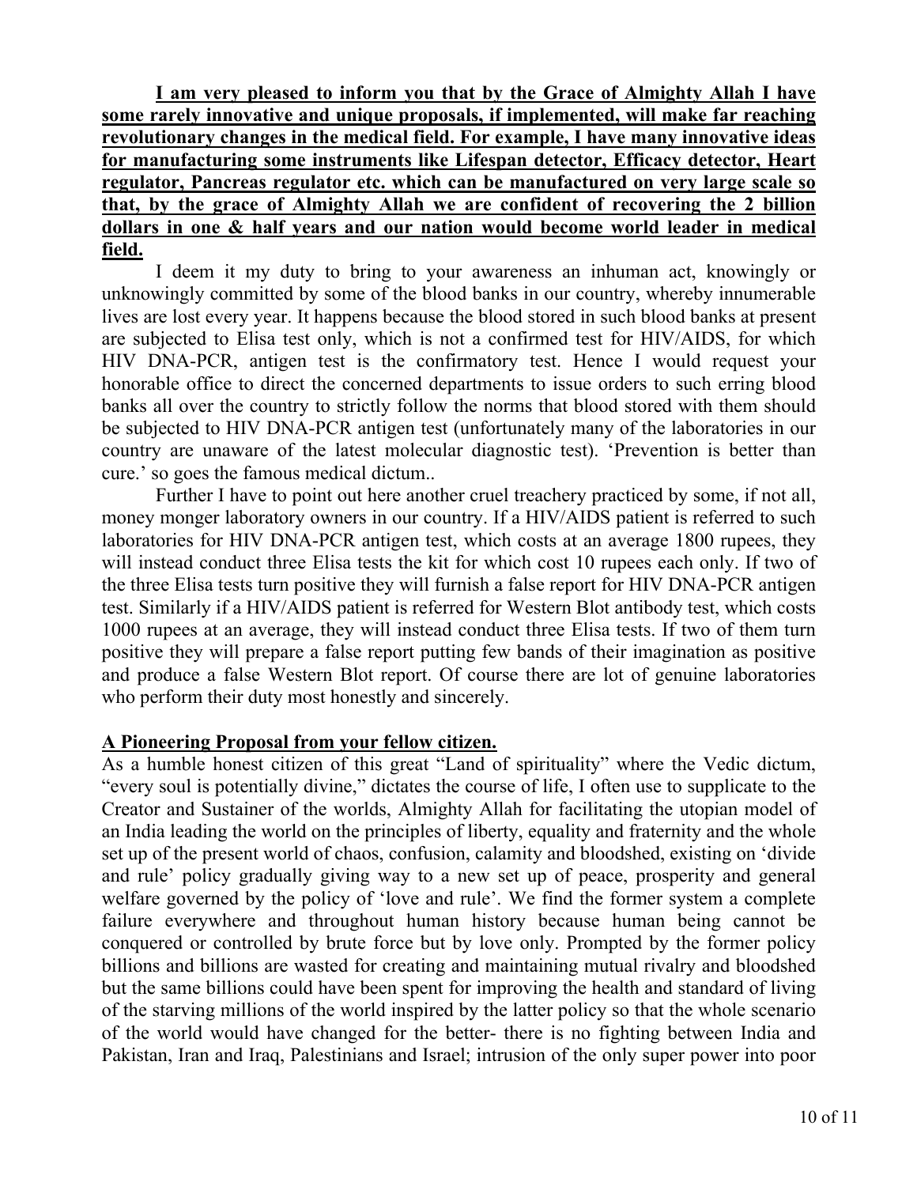**I am very pleased to inform you that by the Grace of Almighty Allah I have some rarely innovative and unique proposals, if implemented, will make far reaching revolutionary changes in the medical field. For example, I have many innovative ideas for manufacturing some instruments like Lifespan detector, Efficacy detector, Heart regulator, Pancreas regulator etc. which can be manufactured on very large scale so that, by the grace of Almighty Allah we are confident of recovering the 2 billion dollars in one & half years and our nation would become world leader in medical field.**

I deem it my duty to bring to your awareness an inhuman act, knowingly or unknowingly committed by some of the blood banks in our country, whereby innumerable lives are lost every year. It happens because the blood stored in such blood banks at present are subjected to Elisa test only, which is not a confirmed test for HIV/AIDS, for which HIV DNA-PCR, antigen test is the confirmatory test. Hence I would request your honorable office to direct the concerned departments to issue orders to such erring blood banks all over the country to strictly follow the norms that blood stored with them should be subjected to HIV DNA-PCR antigen test (unfortunately many of the laboratories in our country are unaware of the latest molecular diagnostic test). 'Prevention is better than cure.' so goes the famous medical dictum..

Further I have to point out here another cruel treachery practiced by some, if not all, money monger laboratory owners in our country. If a HIV/AIDS patient is referred to such laboratories for HIV DNA-PCR antigen test, which costs at an average 1800 rupees, they will instead conduct three Elisa tests the kit for which cost 10 rupees each only. If two of the three Elisa tests turn positive they will furnish a false report for HIV DNA-PCR antigen test. Similarly if a HIV/AIDS patient is referred for Western Blot antibody test, which costs 1000 rupees at an average, they will instead conduct three Elisa tests. If two of them turn positive they will prepare a false report putting few bands of their imagination as positive and produce a false Western Blot report. Of course there are lot of genuine laboratories who perform their duty most honestly and sincerely.

**A Pioneering Proposal from your fellow citizen.**

As a humble honest citizen of this great "Land of spirituality" where the Vedic dictum, "every soul is potentially divine," dictates the course of life, I often use to supplicate to the Creator and Sustainer of the worlds, Almighty Allah for facilitating the utopian model of an India leading the world on the principles of liberty, equality and fraternity and the whole set up of the present world of chaos, confusion, calamity and bloodshed, existing on 'divide and rule' policy gradually giving way to a new set up of peace, prosperity and general welfare governed by the policy of 'love and rule'. We find the former system a complete failure everywhere and throughout human history because human being cannot be conquered or controlled by brute force but by love only. Prompted by the former policy billions and billions are wasted for creating and maintaining mutual rivalry and bloodshed but the same billions could have been spent for improving the health and standard of living of the starving millions of the world inspired by the latter policy so that the whole scenario of the world would have changed for the better- there is no fighting between India and Pakistan, Iran and Iraq, Palestinians and Israel; intrusion of the only super power into poor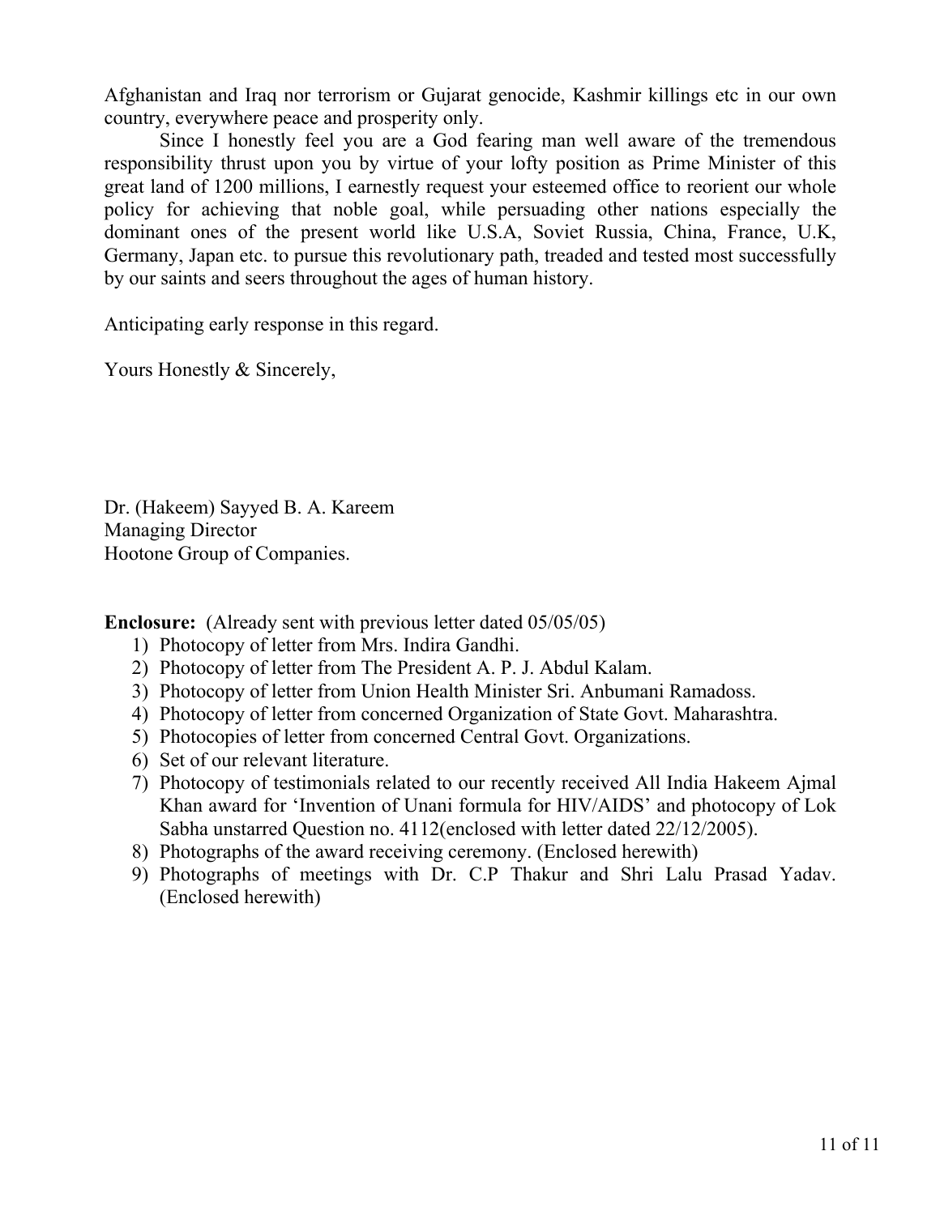Afghanistan and Iraq nor terrorism or Gujarat genocide, Kashmir killings etc in our own country, everywhere peace and prosperity only.

Since I honestly feel you are a God fearing man well aware of the tremendous responsibility thrust upon you by virtue of your lofty position as Prime Minister of this great land of 1200 millions, I earnestly request your esteemed office to reorient our whole policy for achieving that noble goal, while persuading other nations especially the dominant ones of the present world like U.S.A, Soviet Russia, China, France, U.K, Germany, Japan etc. to pursue this revolutionary path, treaded and tested most successfully by our saints and seers throughout the ages of human history.

Anticipating early response in this regard.

Yours Honestly & Sincerely,

Dr. (Hakeem) Sayyed B. A. Kareem
Managing Director
Hootone Group of Companies.

**Enclosure:** (Already sent with previous letter dated 05/05/05)

1) Photocopy of letter from Mrs. Indira Gandhi.
2) Photocopy of letter from The President A. P. J. Abdul Kalam.
3) Photocopy of letter from Union Health Minister Sri. Anbumani Ramadoss.
4) Photocopy of letter from concerned Organization of State Govt. Maharashtra.
5) Photocopies of letter from concerned Central Govt. Organizations.
6) Set of our relevant literature.
7) Photocopy of testimonials related to our recently received All India Hakeem Ajmal Khan award for 'Invention of Unani formula for HIV/AIDS' and photocopy of Lok Sabha unstarred Question no. 4112(enclosed with letter dated 22/12/2005).
8) Photographs of the award receiving ceremony. (Enclosed herewith)
9) Photographs of meetings with Dr. C.P Thakur and Shri Lalu Prasad Yadav. (Enclosed herewith)